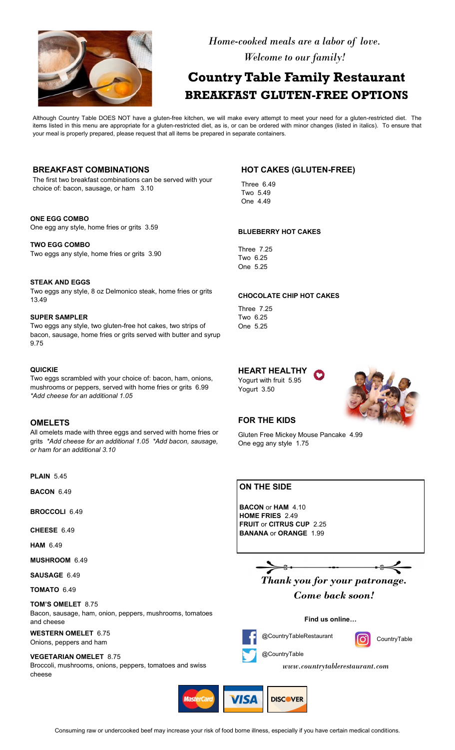*Home-cooked meals are a labor of love.*
*Welcome to our family!*

# Country Table Family Restaurant

## BREAKFAST GLUTEN-FREE OPTIONS

Although Country Table DOES NOT have a gluten-free kitchen, we will make every attempt to meet your need for a gluten-restricted diet. The items listed in this menu are appropriate for a gluten-restricted diet, as is, or can be ordered with minor changes (listed in italics). To ensure that your meal is properly prepared, please request that all items be prepared in separate containers.

## BREAKFAST COMBINATIONS

The first two breakfast combinations can be served with your choice of: bacon, sausage, or ham 3.10

**ONE EGG COMBO**
One egg any style, home fries or grits 3.59

**TWO EGG COMBO**
Two eggs any style, home fries or grits 3.90

**STEAK AND EGGS**
Two eggs any style, 8 oz Delmonico steak, home fries or grits 13.49

**SUPER SAMPLER**
Two eggs any style, two gluten-free hot cakes, two strips of bacon, sausage, home fries or grits served with butter and syrup 9.75

**QUICKIE**
Two eggs scrambled with your choice of: bacon, ham, onions, mushrooms or peppers, served with home fries or grits 6.99
*\*Add cheese for an additional 1.05*

## OMELETS

All omelets made with three eggs and served with home fries or grits *\*Add cheese for an additional 1.05 \*Add bacon, sausage, or ham for an additional 3.10*

**PLAIN** 5.45

**BACON** 6.49

**BROCCOLI** 6.49

**CHEESE** 6.49

**HAM** 6.49

**MUSHROOM** 6.49

**SAUSAGE** 6.49

**TOMATO** 6.49

**TOM'S OMELET** 8.75
Bacon, sausage, ham, onion, peppers, mushrooms, tomatoes and cheese

**WESTERN OMELET** 6.75
Onions, peppers and ham

**VEGETARIAN OMELET** 8.75
Broccoli, mushrooms, onions, peppers, tomatoes and swiss cheese

## HOT CAKES (GLUTEN-FREE)

Three 6.49
Two 5.49
One 4.49

**BLUEBERRY HOT CAKES**

Three 7.25
Two 6.25
One 5.25

**CHOCOLATE CHIP HOT CAKES**

Three 7.25
Two 6.25
One 5.25

## HEART HEALTHY

Yogurt with fruit 5.95
Yogurt 3.50

## FOR THE KIDS

Gluten Free Mickey Mouse Pancake 4.99
One egg any style 1.75

## ON THE SIDE

**BACON** or **HAM** 4.10
**HOME FRIES** 2.49
**FRUIT** or **CITRUS CUP** 2.25
**BANANA** or **ORANGE** 1.99

***Thank you for your patronage.***
***Come back soon!***

**Find us online…**

@CountryTableRestaurant
CountryTable
@CountryTable
*www.countrytablerestaurant.com*

MasterCard VISA DISCOVER

Consuming raw or undercooked beef may increase your risk of food borne illness, especially if you have certain medical conditions.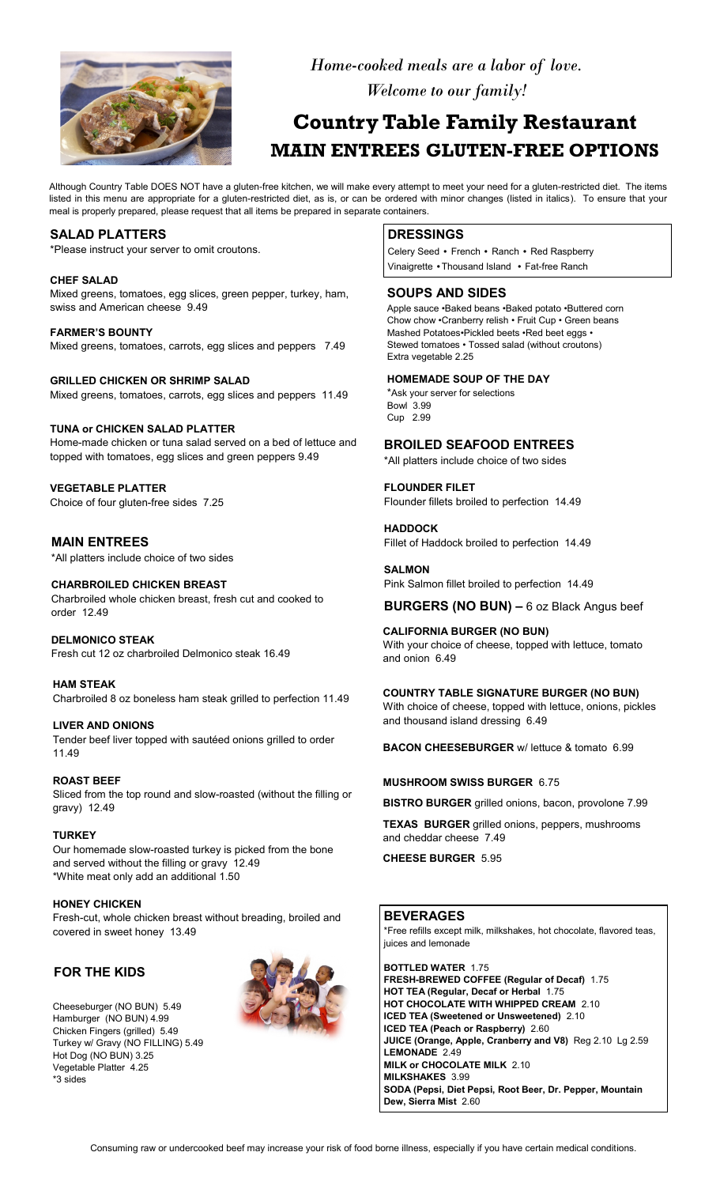*Home-cooked meals are a labor of love.*
*Welcome to our family!*

# Country Table Family Restaurant
# MAIN ENTREES GLUTEN-FREE OPTIONS

Although Country Table DOES NOT have a gluten-free kitchen, we will make every attempt to meet your need for a gluten-restricted diet. The items listed in this menu are appropriate for a gluten-restricted diet, as is, or can be ordered with minor changes (listed in italics). To ensure that your meal is properly prepared, please request that all items be prepared in separate containers.

## SALAD PLATTERS

*Please instruct your server to omit croutons.

**CHEF SALAD**
Mixed greens, tomatoes, egg slices, green pepper, turkey, ham, swiss and American cheese 9.49

**FARMER'S BOUNTY**
Mixed greens, tomatoes, carrots, egg slices and peppers 7.49

**GRILLED CHICKEN OR SHRIMP SALAD**
Mixed greens, tomatoes, carrots, egg slices and peppers 11.49

**TUNA or CHICKEN SALAD PLATTER**
Home-made chicken or tuna salad served on a bed of lettuce and topped with tomatoes, egg slices and green peppers 9.49

**VEGETABLE PLATTER**
Choice of four gluten-free sides 7.25

## MAIN ENTREES

*All platters include choice of two sides

**CHARBROILED CHICKEN BREAST**
Charbroiled whole chicken breast, fresh cut and cooked to order 12.49

**DELMONICO STEAK**
Fresh cut 12 oz charbroiled Delmonico steak 16.49

**HAM STEAK**
Charbroiled 8 oz boneless ham steak grilled to perfection 11.49

**LIVER AND ONIONS**
Tender beef liver topped with sautéed onions grilled to order 11.49

**ROAST BEEF**
Sliced from the top round and slow-roasted (without the filling or gravy) 12.49

**TURKEY**
Our homemade slow-roasted turkey is picked from the bone and served without the filling or gravy 12.49
*White meat only add an additional 1.50

**HONEY CHICKEN**
Fresh-cut, whole chicken breast without breading, broiled and covered in sweet honey 13.49

## FOR THE KIDS

Cheeseburger (NO BUN) 5.49
Hamburger (NO BUN) 4.99
Chicken Fingers (grilled) 5.49
Turkey w/ Gravy (NO FILLING) 5.49
Hot Dog (NO BUN) 3.25
Vegetable Platter 4.25
*3 sides

## DRESSINGS

Celery Seed • French • Ranch • Red Raspberry Vinaigrette • Thousand Island • Fat-free Ranch

## SOUPS AND SIDES

Apple sauce •Baked beans •Baked potato •Buttered corn
Chow chow •Cranberry relish • Fruit Cup • Green beans
Mashed Potatoes•Pickled beets •Red beet eggs •
Stewed tomatoes • Tossed salad (without croutons)
Extra vegetable 2.25

**HOMEMADE SOUP OF THE DAY**
*Ask your server for selections
Bowl 3.99
Cup 2.99

## BROILED SEAFOOD ENTREES

*All platters include choice of two sides

**FLOUNDER FILET**
Flounder fillets broiled to perfection 14.49

**HADDOCK**
Fillet of Haddock broiled to perfection 14.49

**SALMON**
Pink Salmon fillet broiled to perfection 14.49

## BURGERS (NO BUN) – 6 oz Black Angus beef

**CALIFORNIA BURGER (NO BUN)**
With your choice of cheese, topped with lettuce, tomato and onion 6.49

**COUNTRY TABLE SIGNATURE BURGER (NO BUN)**
With choice of cheese, topped with lettuce, onions, pickles and thousand island dressing 6.49

**BACON CHEESEBURGER** w/ lettuce & tomato 6.99

**MUSHROOM SWISS BURGER** 6.75

**BISTRO BURGER** grilled onions, bacon, provolone 7.99

**TEXAS BURGER** grilled onions, peppers, mushrooms and cheddar cheese 7.49

**CHEESE BURGER** 5.95

## BEVERAGES

*Free refills except milk, milkshakes, hot chocolate, flavored teas, juices and lemonade

**BOTTLED WATER** 1.75
**FRESH-BREWED COFFEE (Regular of Decaf)** 1.75
**HOT TEA (Regular, Decaf or Herbal** 1.75
**HOT CHOCOLATE WITH WHIPPED CREAM** 2.10
**ICED TEA (Sweetened or Unsweetened)** 2.10
**ICED TEA (Peach or Raspberry)** 2.60
**JUICE (Orange, Apple, Cranberry and V8)** Reg 2.10 Lg 2.59
**LEMONADE** 2.49
**MILK or CHOCOLATE MILK** 2.10
**MILKSHAKES** 3.99
**SODA (Pepsi, Diet Pepsi, Root Beer, Dr. Pepper, Mountain Dew, Sierra Mist** 2.60

Consuming raw or undercooked beef may increase your risk of food borne illness, especially if you have certain medical conditions.